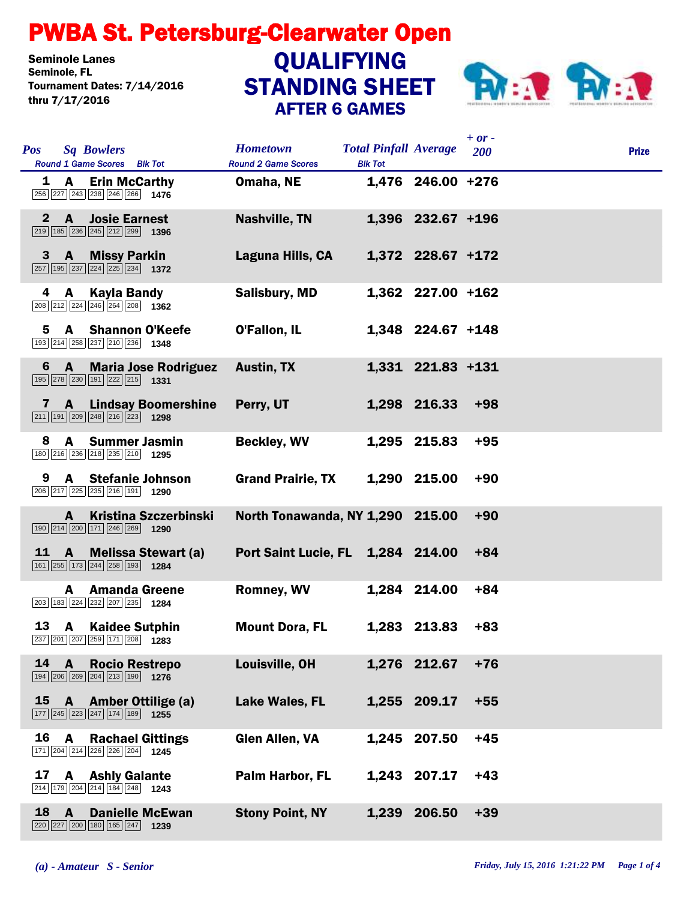# PWBA St. Petersburg-Clearwater Open

**Seminole Lanes**
**Seminole, FL**
**Tournament Dates: 7/14/2016 thru 7/17/2016**

## QUALIFYING STANDING SHEET
### AFTER 6 GAMES

| Pos | Sq | Bowlers | Hometown | Total Pinfall | Average | + or - 200 | Prize |
|---|---|---|---|---|---|---|---|
| 1 | A | Erin McCarthy | Omaha, NE | 1,476 | 246.00 | +276 | |
| | | 256 227 243 238 246 266 — 1476 | | | | | |
| 2 | A | Josie Earnest | Nashville, TN | 1,396 | 232.67 | +196 | |
| | | 219 185 236 245 212 299 — 1396 | | | | | |
| 3 | A | Missy Parkin | Laguna Hills, CA | 1,372 | 228.67 | +172 | |
| | | 257 195 237 224 225 234 — 1372 | | | | | |
| 4 | A | Kayla Bandy | Salisbury, MD | 1,362 | 227.00 | +162 | |
| | | 208 212 224 246 264 208 — 1362 | | | | | |
| 5 | A | Shannon O'Keefe | O'Fallon, IL | 1,348 | 224.67 | +148 | |
| | | 193 214 258 237 210 236 — 1348 | | | | | |
| 6 | A | Maria Jose Rodriguez | Austin, TX | 1,331 | 221.83 | +131 | |
| | | 195 278 230 191 222 215 — 1331 | | | | | |
| 7 | A | Lindsay Boomershine | Perry, UT | 1,298 | 216.33 | +98 | |
| | | 211 191 209 248 216 223 — 1298 | | | | | |
| 8 | A | Summer Jasmin | Beckley, WV | 1,295 | 215.83 | +95 | |
| | | 180 216 236 218 235 210 — 1295 | | | | | |
| 9 | A | Stefanie Johnson | Grand Prairie, TX | 1,290 | 215.00 | +90 | |
| | | 206 217 225 235 216 191 — 1290 | | | | | |
| | A | Kristina Szczerbinski | North Tonawanda, NY | 1,290 | 215.00 | +90 | |
| | | 190 214 200 171 246 269 — 1290 | | | | | |
| 11 | A | Melissa Stewart (a) | Port Saint Lucie, FL | 1,284 | 214.00 | +84 | |
| | | 161 255 173 244 258 193 — 1284 | | | | | |
| | A | Amanda Greene | Romney, WV | 1,284 | 214.00 | +84 | |
| | | 203 183 224 232 207 235 — 1284 | | | | | |
| 13 | A | Kaidee Sutphin | Mount Dora, FL | 1,283 | 213.83 | +83 | |
| | | 237 201 207 259 171 208 — 1283 | | | | | |
| 14 | A | Rocio Restrepo | Louisville, OH | 1,276 | 212.67 | +76 | |
| | | 194 206 269 204 213 190 — 1276 | | | | | |
| 15 | A | Amber Ottilige (a) | Lake Wales, FL | 1,255 | 209.17 | +55 | |
| | | 177 245 223 247 174 189 — 1255 | | | | | |
| 16 | A | Rachael Gittings | Glen Allen, VA | 1,245 | 207.50 | +45 | |
| | | 171 204 214 226 226 204 — 1245 | | | | | |
| 17 | A | Ashly Galante | Palm Harbor, FL | 1,243 | 207.17 | +43 | |
| | | 214 179 204 214 184 248 — 1243 | | | | | |
| 18 | A | Danielle McEwan | Stony Point, NY | 1,239 | 206.50 | +39 | |
| | | 220 227 200 180 165 247 — 1239 | | | | | |

*(a) - Amateur S - Senior*

*Friday, July 15, 2016 1:21:22 PM*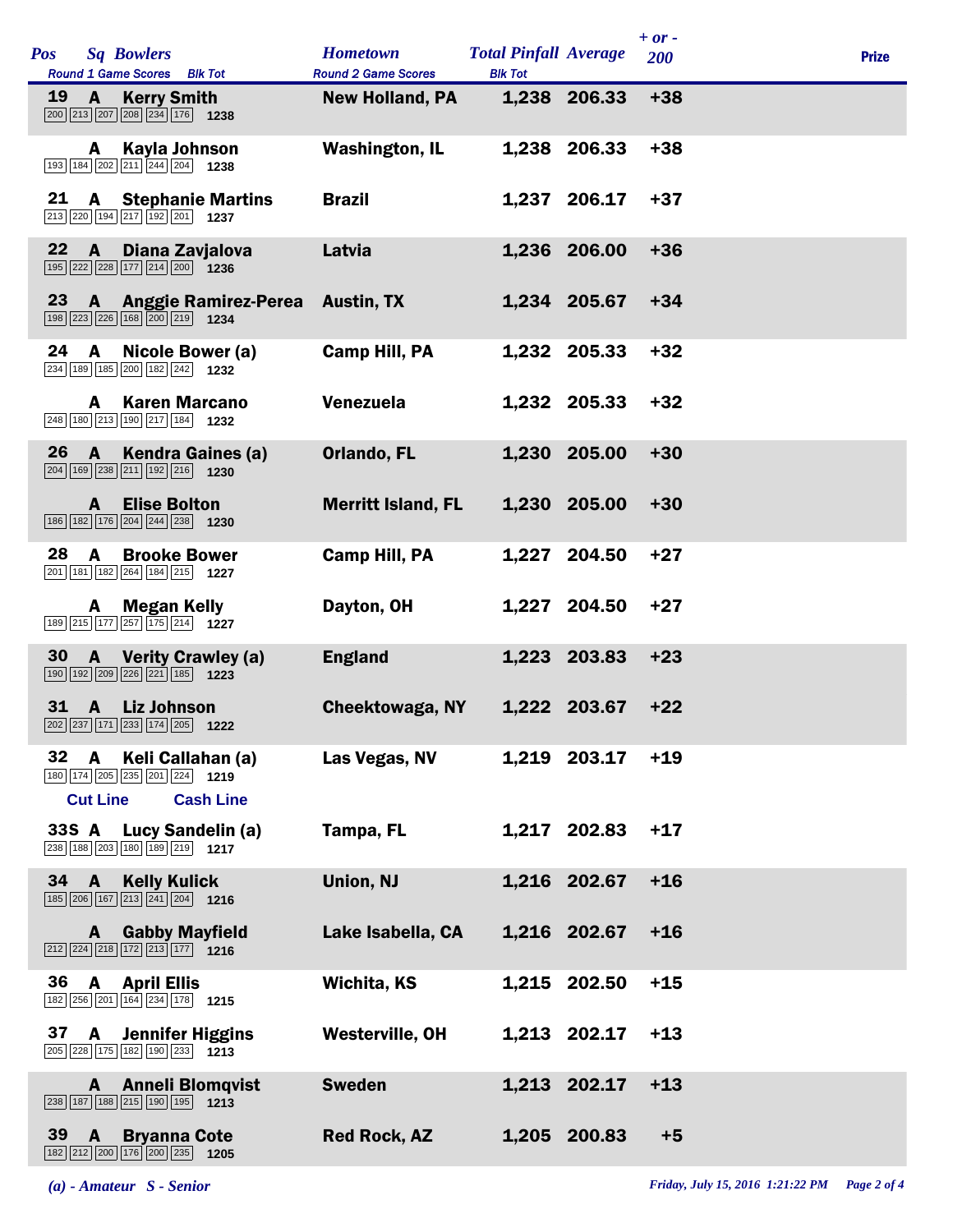| Pos | Sq | Bowlers | Round 1 Game Scores | Blk Tot | Hometown | Total Pinfall | Average | + or - 200 | Prize |
|---|---|---|---|---|---|---|---|---|---|
| 19 | A | Kerry Smith | 200 213 207 208 234 176 | 1238 | New Holland, PA | 1,238 | 206.33 | +38 | |
| | A | Kayla Johnson | 193 184 202 211 244 204 | 1238 | Washington, IL | 1,238 | 206.33 | +38 | |
| 21 | A | Stephanie Martins | 213 220 194 217 192 201 | 1237 | Brazil | 1,237 | 206.17 | +37 | |
| 22 | A | Diana Zavjalova | 195 222 228 177 214 200 | 1236 | Latvia | 1,236 | 206.00 | +36 | |
| 23 | A | Anggie Ramirez-Perea | 198 223 226 168 200 219 | 1234 | Austin, TX | 1,234 | 205.67 | +34 | |
| 24 | A | Nicole Bower (a) | 234 189 185 200 182 242 | 1232 | Camp Hill, PA | 1,232 | 205.33 | +32 | |
| | A | Karen Marcano | 248 180 213 190 217 184 | 1232 | Venezuela | 1,232 | 205.33 | +32 | |
| 26 | A | Kendra Gaines (a) | 204 169 238 211 192 216 | 1230 | Orlando, FL | 1,230 | 205.00 | +30 | |
| | A | Elise Bolton | 186 182 176 204 244 238 | 1230 | Merritt Island, FL | 1,230 | 205.00 | +30 | |
| 28 | A | Brooke Bower | 201 181 182 264 184 215 | 1227 | Camp Hill, PA | 1,227 | 204.50 | +27 | |
| | A | Megan Kelly | 189 215 177 257 175 214 | 1227 | Dayton, OH | 1,227 | 204.50 | +27 | |
| 30 | A | Verity Crawley (a) | 190 192 209 226 221 185 | 1223 | England | 1,223 | 203.83 | +23 | |
| 31 | A | Liz Johnson | 202 237 171 233 174 205 | 1222 | Cheektowaga, NY | 1,222 | 203.67 | +22 | |
| 32 | A | Keli Callahan (a) | 180 174 205 235 201 224 | 1219 | Las Vegas, NV | 1,219 | 203.17 | +19 | |
| **Cut Line** | | **Cash Line** | | | | | | | |
| 33S | A | Lucy Sandelin (a) | 238 188 203 180 189 219 | 1217 | Tampa, FL | 1,217 | 202.83 | +17 | |
| 34 | A | Kelly Kulick | 185 206 167 213 241 204 | 1216 | Union, NJ | 1,216 | 202.67 | +16 | |
| | A | Gabby Mayfield | 212 224 218 172 213 177 | 1216 | Lake Isabella, CA | 1,216 | 202.67 | +16 | |
| 36 | A | April Ellis | 182 256 201 164 234 178 | 1215 | Wichita, KS | 1,215 | 202.50 | +15 | |
| 37 | A | Jennifer Higgins | 205 228 175 182 190 233 | 1213 | Westerville, OH | 1,213 | 202.17 | +13 | |
| | A | Anneli Blomqvist | 238 187 188 215 190 195 | 1213 | Sweden | 1,213 | 202.17 | +13 | |
| 39 | A | Bryanna Cote | 182 212 200 176 200 235 | 1205 | Red Rock, AZ | 1,205 | 200.83 | +5 | |

*(a) - Amateur S - Senior*

*Friday, July 15, 2016 1:21:22 PM*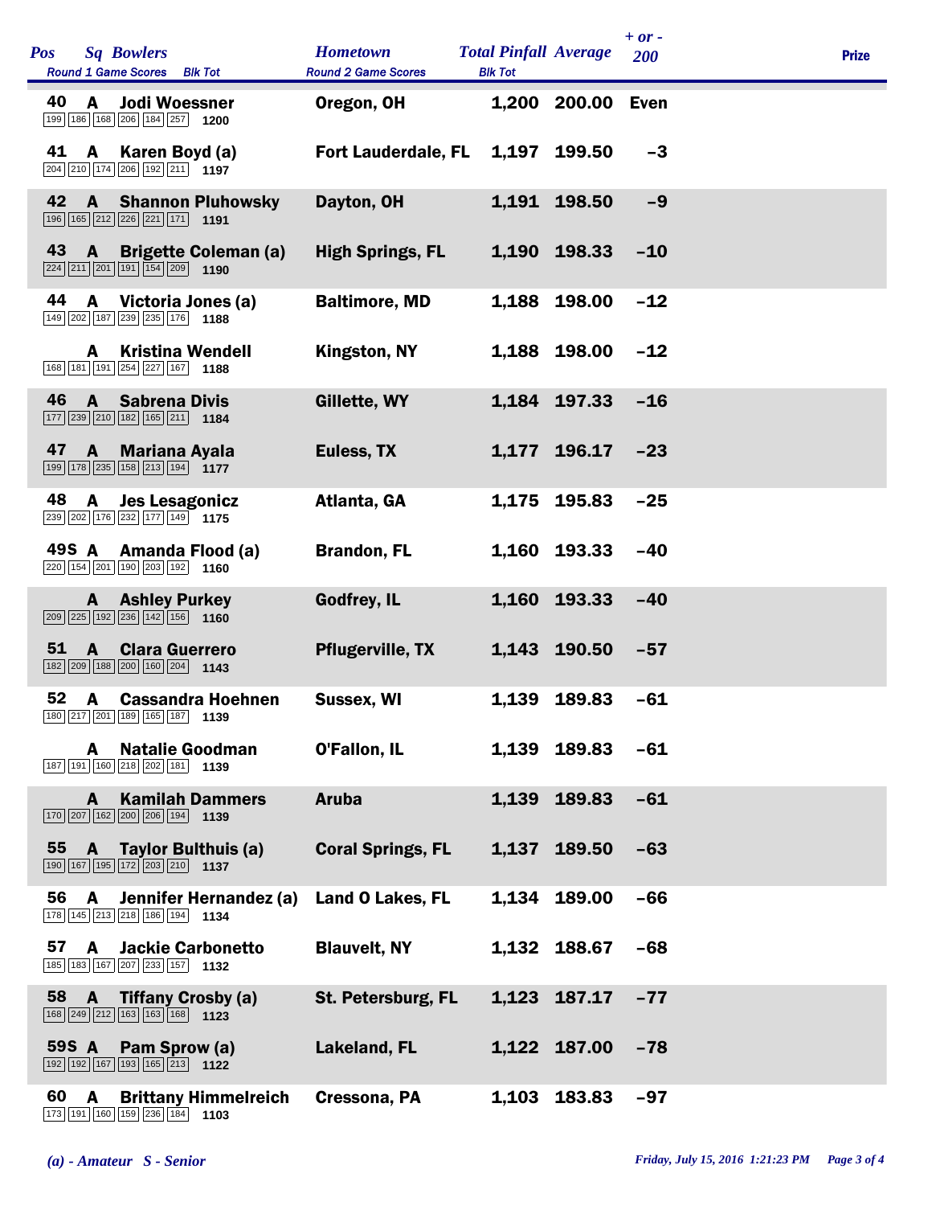| Pos | Sq | Bowlers<br>Round 1 Game Scores Blk Tot | Hometown<br>Round 2 Game Scores | Total Pinfall<br>Blk Tot | Average | + or - 200 | Prize |
|---|---|---|---|---|---|---|---|
| 40 | A | **Jodi Woessner**<br>199 186 168 206 184 257 1200 | Oregon, OH | 1,200 | 200.00 | Even | |
| 41 | A | **Karen Boyd (a)**<br>204 210 174 206 192 211 1197 | Fort Lauderdale, FL | 1,197 | 199.50 | -3 | |
| 42 | A | **Shannon Pluhowsky**<br>196 165 212 226 221 171 1191 | Dayton, OH | 1,191 | 198.50 | -9 | |
| 43 | A | **Brigette Coleman (a)**<br>224 211 201 191 154 209 1190 | High Springs, FL | 1,190 | 198.33 | -10 | |
| 44 | A | **Victoria Jones (a)**<br>149 202 187 239 235 176 1188 | Baltimore, MD | 1,188 | 198.00 | -12 | |
| | A | **Kristina Wendell**<br>168 181 191 254 227 167 1188 | Kingston, NY | 1,188 | 198.00 | -12 | |
| 46 | A | **Sabrena Divis**<br>177 239 210 182 165 211 1184 | Gillette, WY | 1,184 | 197.33 | -16 | |
| 47 | A | **Mariana Ayala**<br>199 178 235 158 213 194 1177 | Euless, TX | 1,177 | 196.17 | -23 | |
| 48 | A | **Jes Lesagonicz**<br>239 202 176 232 177 149 1175 | Atlanta, GA | 1,175 | 195.83 | -25 | |
| 49S | A | **Amanda Flood (a)**<br>220 154 201 190 203 192 1160 | Brandon, FL | 1,160 | 193.33 | -40 | |
| | A | **Ashley Purkey**<br>209 225 192 236 142 156 1160 | Godfrey, IL | 1,160 | 193.33 | -40 | |
| 51 | A | **Clara Guerrero**<br>182 209 188 200 160 204 1143 | Pflugerville, TX | 1,143 | 190.50 | -57 | |
| 52 | A | **Cassandra Hoehnen**<br>180 217 201 189 165 187 1139 | Sussex, WI | 1,139 | 189.83 | -61 | |
| | A | **Natalie Goodman**<br>187 191 160 218 202 181 1139 | O'Fallon, IL | 1,139 | 189.83 | -61 | |
| | A | **Kamilah Dammers**<br>170 207 162 200 206 194 1139 | Aruba | 1,139 | 189.83 | -61 | |
| 55 | A | **Taylor Bulthuis (a)**<br>190 167 195 172 203 210 1137 | Coral Springs, FL | 1,137 | 189.50 | -63 | |
| 56 | A | **Jennifer Hernandez (a)**<br>178 145 213 218 186 194 1134 | Land O Lakes, FL | 1,134 | 189.00 | -66 | |
| 57 | A | **Jackie Carbonetto**<br>185 183 167 207 233 157 1132 | Blauvelt, NY | 1,132 | 188.67 | -68 | |
| 58 | A | **Tiffany Crosby (a)**<br>168 249 212 163 163 168 1123 | St. Petersburg, FL | 1,123 | 187.17 | -77 | |
| 59S | A | **Pam Sprow (a)**<br>192 192 167 193 165 213 1122 | Lakeland, FL | 1,122 | 187.00 | -78 | |
| 60 | A | **Brittany Himmelreich**<br>173 191 160 159 236 184 1103 | Cressona, PA | 1,103 | 183.83 | -97 | |

*(a) - Amateur S - Senior*

*Friday, July 15, 2016 1:21:23 PM*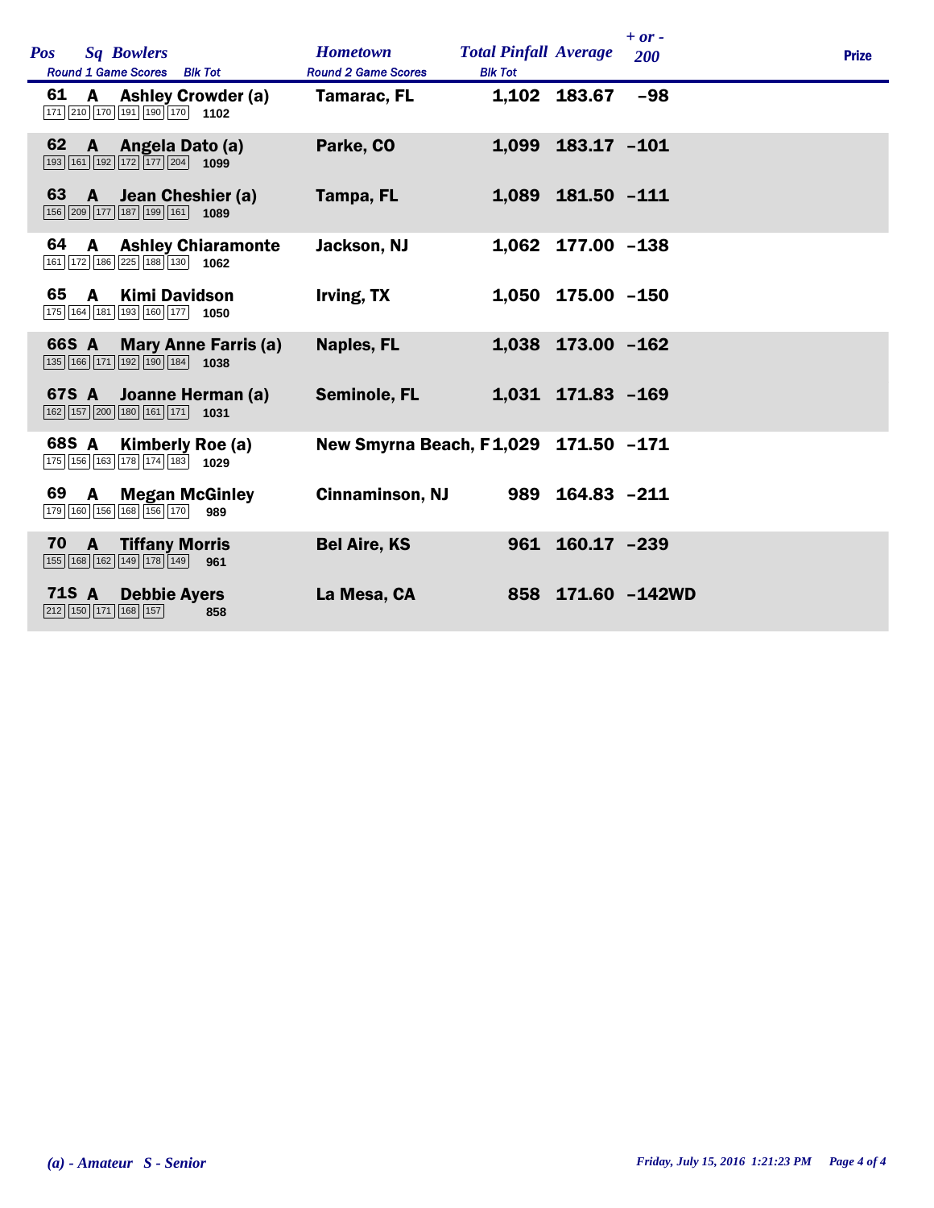| Pos | Sq | Bowlers | Hometown | Total Pinfall | Average | + or - 200 | Prize |
|---|---|---|---|---|---|---|---|
| | | Round 1 Game Scores / Blk Tot | Round 2 Game Scores | Blk Tot | | | |
| 61 | A | Ashley Crowder (a) | Tamarac, FL | 1,102 | 183.67 | -98 | |
| | | 171 210 170 191 190 170 1102 | | | | | |
| 62 | A | Angela Dato (a) | Parke, CO | 1,099 | 183.17 | -101 | |
| | | 193 161 192 172 177 204 1099 | | | | | |
| 63 | A | Jean Cheshier (a) | Tampa, FL | 1,089 | 181.50 | -111 | |
| | | 156 209 177 187 199 161 1089 | | | | | |
| 64 | A | Ashley Chiaramonte | Jackson, NJ | 1,062 | 177.00 | -138 | |
| | | 161 172 186 225 188 130 1062 | | | | | |
| 65 | A | Kimi Davidson | Irving, TX | 1,050 | 175.00 | -150 | |
| | | 175 164 181 193 160 177 1050 | | | | | |
| 66S | A | Mary Anne Farris (a) | Naples, FL | 1,038 | 173.00 | -162 | |
| | | 135 166 171 192 190 184 1038 | | | | | |
| 67S | A | Joanne Herman (a) | Seminole, FL | 1,031 | 171.83 | -169 | |
| | | 162 157 200 180 161 171 1031 | | | | | |
| 68S | A | Kimberly Roe (a) | New Smyrna Beach, F | 1,029 | 171.50 | -171 | |
| | | 175 156 163 178 174 183 1029 | | | | | |
| 69 | A | Megan McGinley | Cinnaminson, NJ | 989 | 164.83 | -211 | |
| | | 179 160 156 168 156 170 989 | | | | | |
| 70 | A | Tiffany Morris | Bel Aire, KS | 961 | 160.17 | -239 | |
| | | 155 168 162 149 178 149 961 | | | | | |
| 71S | A | Debbie Ayers | La Mesa, CA | 858 | 171.60 | -142WD | |
| | | 212 150 171 168 157 858 | | | | | |

*(a) - Amateur S - Senior*

*Friday, July 15, 2016 1:21:23 PM*